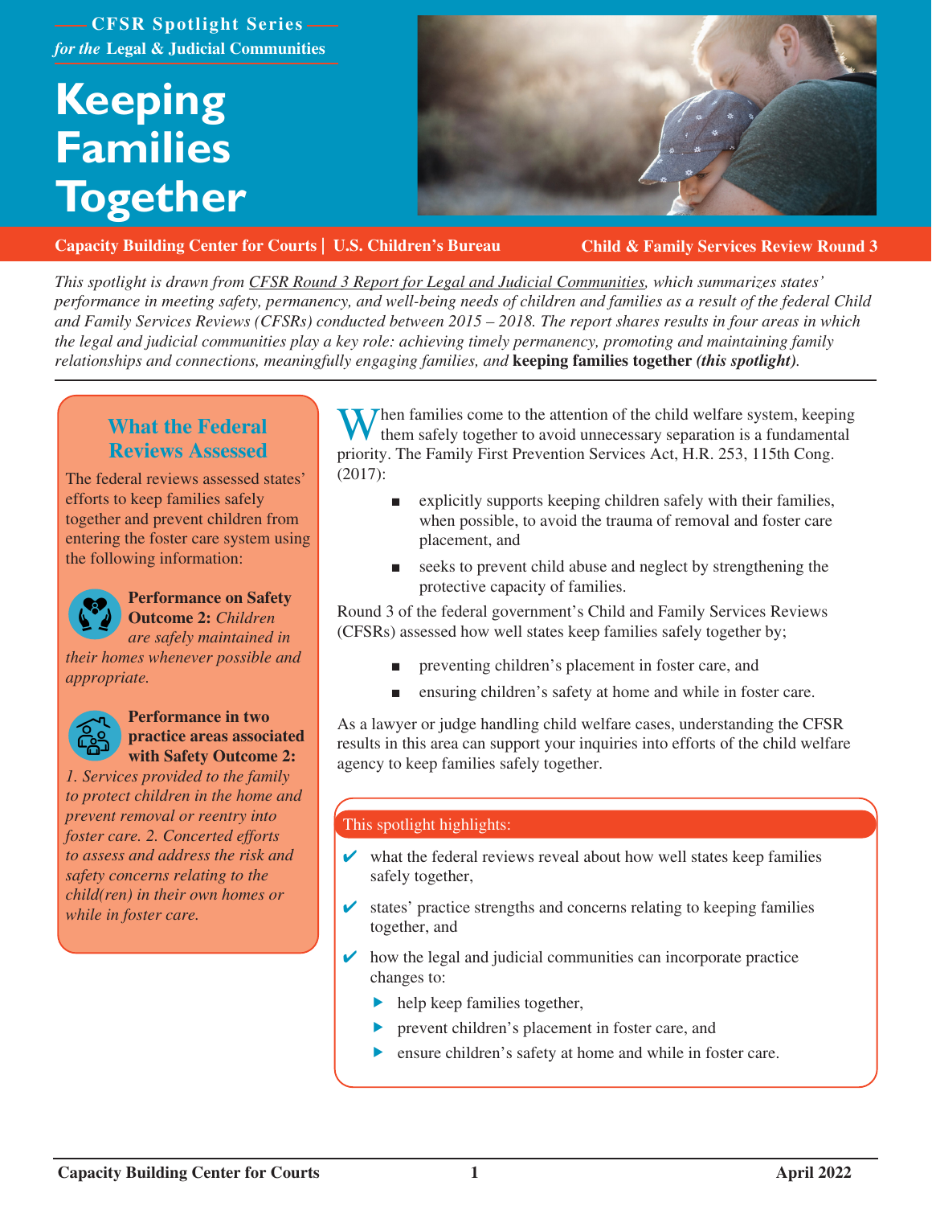CFSR Spotlight Series
*for the* Legal & Judicial Communities

# Keeping Families Together

**Capacity Building Center for Courts | U.S. Children's Bureau** **Child & Family Services Review Round 3**

*This spotlight is drawn from CFSR Round 3 Report for Legal and Judicial Communities, which summarizes states' performance in meeting safety, permanency, and well-being needs of children and families as a result of the federal Child and Family Services Reviews (CFSRs) conducted between 2015 – 2018. The report shares results in four areas in which the legal and judicial communities play a key role: achieving timely permanency, promoting and maintaining family relationships and connections, meaningfully engaging families, and* **keeping families together *(this spotlight)***.

## What the Federal Reviews Assessed

The federal reviews assessed states' efforts to keep families safely together and prevent children from entering the foster care system using the following information:

**Performance on Safety Outcome 2:** *Children are safely maintained in their homes whenever possible and appropriate.*

**Performance in two practice areas associated with Safety Outcome 2:** *1. Services provided to the family to protect children in the home and prevent removal or reentry into foster care. 2. Concerted efforts to assess and address the risk and safety concerns relating to the child(ren) in their own homes or while in foster care.*

When families come to the attention of the child welfare system, keeping them safely together to avoid unnecessary separation is a fundamental priority. The Family First Prevention Services Act, H.R. 253, 115th Cong. (2017):

- explicitly supports keeping children safely with their families, when possible, to avoid the trauma of removal and foster care placement, and
- seeks to prevent child abuse and neglect by strengthening the protective capacity of families.

Round 3 of the federal government's Child and Family Services Reviews (CFSRs) assessed how well states keep families safely together by;

- preventing children's placement in foster care, and
- ensuring children's safety at home and while in foster care.

As a lawyer or judge handling child welfare cases, understanding the CFSR results in this area can support your inquiries into efforts of the child welfare agency to keep families safely together.

**This spotlight highlights:**

- ✔ what the federal reviews reveal about how well states keep families safely together,
- ✔ states' practice strengths and concerns relating to keeping families together, and
- ✔ how the legal and judicial communities can incorporate practice changes to:
  - help keep families together,
  - prevent children's placement in foster care, and
  - ensure children's safety at home and while in foster care.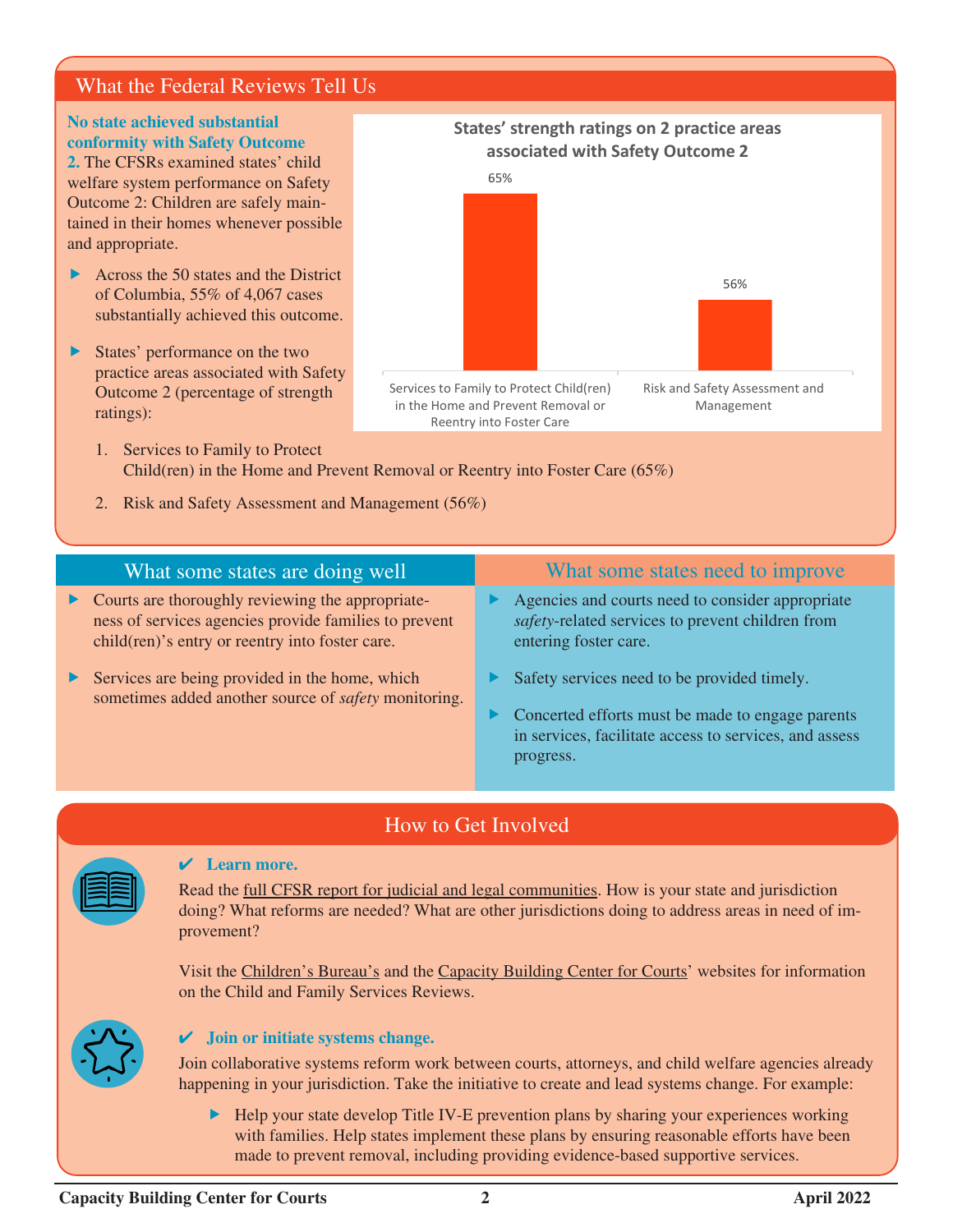## What the Federal Reviews Tell Us

**No state achieved substantial conformity with Safety Outcome 2.** The CFSRs examined states' child welfare system performance on Safety Outcome 2: Children are safely maintained in their homes whenever possible and appropriate.

- Across the 50 states and the District of Columbia, 55% of 4,067 cases substantially achieved this outcome.
- States' performance on the two practice areas associated with Safety Outcome 2 (percentage of strength ratings):

1. Services to Family to Protect Child(ren) in the Home and Prevent Removal or Reentry into Foster Care (65%)
2. Risk and Safety Assessment and Management (56%)

**States' strength ratings on 2 practice areas associated with Safety Outcome 2**

| Practice area | Strength rating |
| --- | --- |
| Services to Family to Protect Child(ren) in the Home and Prevent Removal or Reentry into Foster Care | 65% |
| Risk and Safety Assessment and Management | 56% |

### What some states are doing well

- Courts are thoroughly reviewing the appropriateness of services agencies provide families to prevent child(ren)'s entry or reentry into foster care.
- Services are being provided in the home, which sometimes added another source of *safety* monitoring.

### What some states need to improve

- Agencies and courts need to consider appropriate *safety*-related services to prevent children from entering foster care.
- Safety services need to be provided timely.
- Concerted efforts must be made to engage parents in services, facilitate access to services, and assess progress.

## How to Get Involved

✔ **Learn more.**

Read the full CFSR report for judicial and legal communities. How is your state and jurisdiction doing? What reforms are needed? What are other jurisdictions doing to address areas in need of improvement?

Visit the Children's Bureau's and the Capacity Building Center for Courts' websites for information on the Child and Family Services Reviews.

✔ **Join or initiate systems change.**

Join collaborative systems reform work between courts, attorneys, and child welfare agencies already happening in your jurisdiction. Take the initiative to create and lead systems change. For example:

- Help your state develop Title IV-E prevention plans by sharing your experiences working with families. Help states implement these plans by ensuring reasonable efforts have been made to prevent removal, including providing evidence-based supportive services.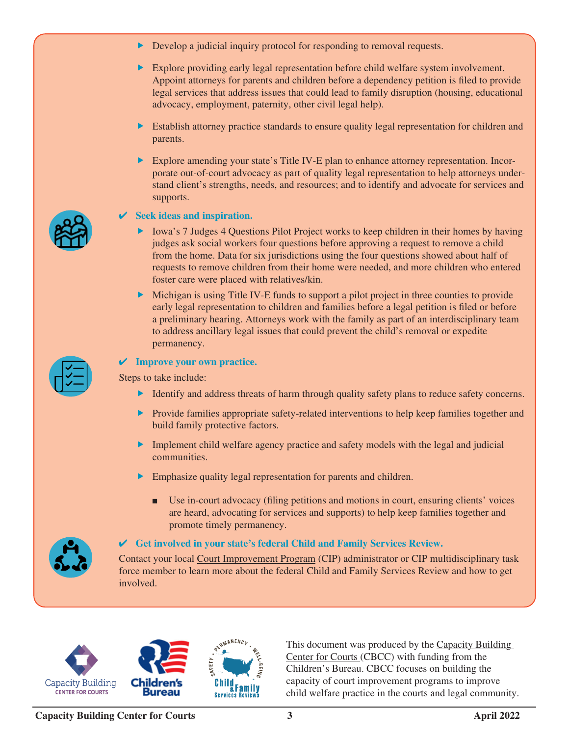- Develop a judicial inquiry protocol for responding to removal requests.
- Explore providing early legal representation before child welfare system involvement. Appoint attorneys for parents and children before a dependency petition is filed to provide legal services that address issues that could lead to family disruption (housing, educational advocacy, employment, paternity, other civil legal help).
- Establish attorney practice standards to ensure quality legal representation for children and parents.
- Explore amending your state's Title IV-E plan to enhance attorney representation. Incorporate out-of-court advocacy as part of quality legal representation to help attorneys understand client's strengths, needs, and resources; and to identify and advocate for services and supports.

✔ **Seek ideas and inspiration.**

- Iowa's 7 Judges 4 Questions Pilot Project works to keep children in their homes by having judges ask social workers four questions before approving a request to remove a child from the home. Data for six jurisdictions using the four questions showed about half of requests to remove children from their home were needed, and more children who entered foster care were placed with relatives/kin.
- Michigan is using Title IV-E funds to support a pilot project in three counties to provide early legal representation to children and families before a legal petition is filed or before a preliminary hearing. Attorneys work with the family as part of an interdisciplinary team to address ancillary legal issues that could prevent the child's removal or expedite permanency.

✔ **Improve your own practice.**

Steps to take include:

- Identify and address threats of harm through quality safety plans to reduce safety concerns.
- Provide families appropriate safety-related interventions to help keep families together and build family protective factors.
- Implement child welfare agency practice and safety models with the legal and judicial communities.
- Emphasize quality legal representation for parents and children.
  - Use in-court advocacy (filing petitions and motions in court, ensuring clients' voices are heard, advocating for services and supports) to help keep families together and promote timely permanency.

✔ **Get involved in your state's federal Child and Family Services Review.**

Contact your local Court Improvement Program (CIP) administrator or CIP multidisciplinary task force member to learn more about the federal Child and Family Services Review and how to get involved.

This document was produced by the Capacity Building Center for Courts (CBCC) with funding from the Children's Bureau. CBCC focuses on building the capacity of court improvement programs to improve child welfare practice in the courts and legal community.

Capacity Building Center for Courts | April 2022